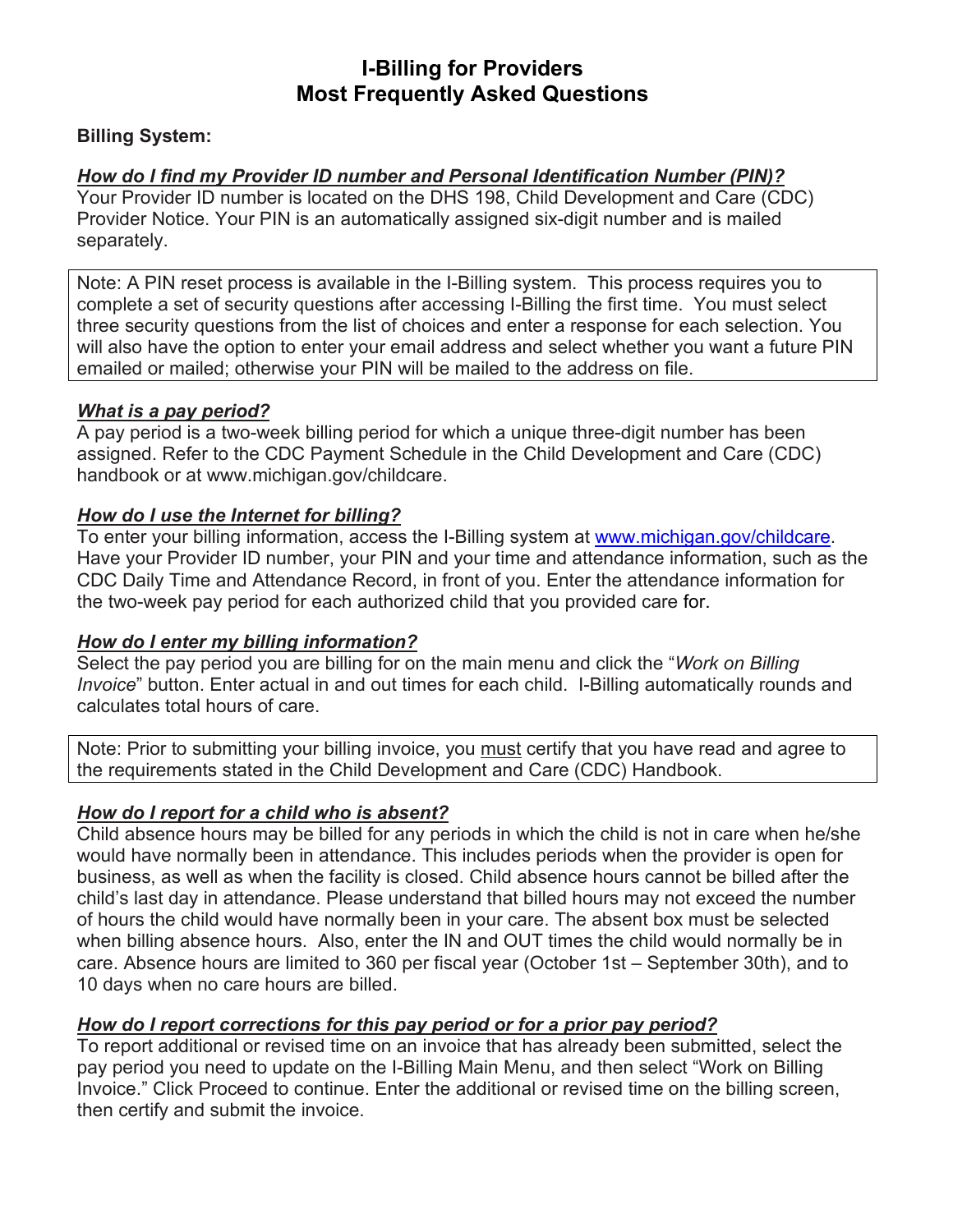# I-Billing for Providers
# Most Frequently Asked Questions

**Billing System:**

***How do I find my Provider ID number and Personal Identification Number (PIN)?***

Your Provider ID number is located on the DHS 198, Child Development and Care (CDC) Provider Notice. Your PIN is an automatically assigned six-digit number and is mailed separately.

> Note: A PIN reset process is available in the I-Billing system. This process requires you to complete a set of security questions after accessing I-Billing the first time. You must select three security questions from the list of choices and enter a response for each selection. You will also have the option to enter your email address and select whether you want a future PIN emailed or mailed; otherwise your PIN will be mailed to the address on file.

***What is a pay period?***

A pay period is a two-week billing period for which a unique three-digit number has been assigned. Refer to the CDC Payment Schedule in the Child Development and Care (CDC) handbook or at www.michigan.gov/childcare.

***How do I use the Internet for billing?***

To enter your billing information, access the I-Billing system at www.michigan.gov/childcare. Have your Provider ID number, your PIN and your time and attendance information, such as the CDC Daily Time and Attendance Record, in front of you. Enter the attendance information for the two-week pay period for each authorized child that you provided care for.

***How do I enter my billing information?***

Select the pay period you are billing for on the main menu and click the "*Work on Billing Invoice*" button. Enter actual in and out times for each child. I-Billing automatically rounds and calculates total hours of care.

> Note: Prior to submitting your billing invoice, you must certify that you have read and agree to the requirements stated in the Child Development and Care (CDC) Handbook.

***How do I report for a child who is absent?***

Child absence hours may be billed for any periods in which the child is not in care when he/she would have normally been in attendance. This includes periods when the provider is open for business, as well as when the facility is closed. Child absence hours cannot be billed after the child's last day in attendance. Please understand that billed hours may not exceed the number of hours the child would have normally been in your care. The absent box must be selected when billing absence hours. Also, enter the IN and OUT times the child would normally be in care. Absence hours are limited to 360 per fiscal year (October 1st – September 30th), and to 10 days when no care hours are billed.

***How do I report corrections for this pay period or for a prior pay period?***

To report additional or revised time on an invoice that has already been submitted, select the pay period you need to update on the I-Billing Main Menu, and then select "Work on Billing Invoice." Click Proceed to continue. Enter the additional or revised time on the billing screen, then certify and submit the invoice.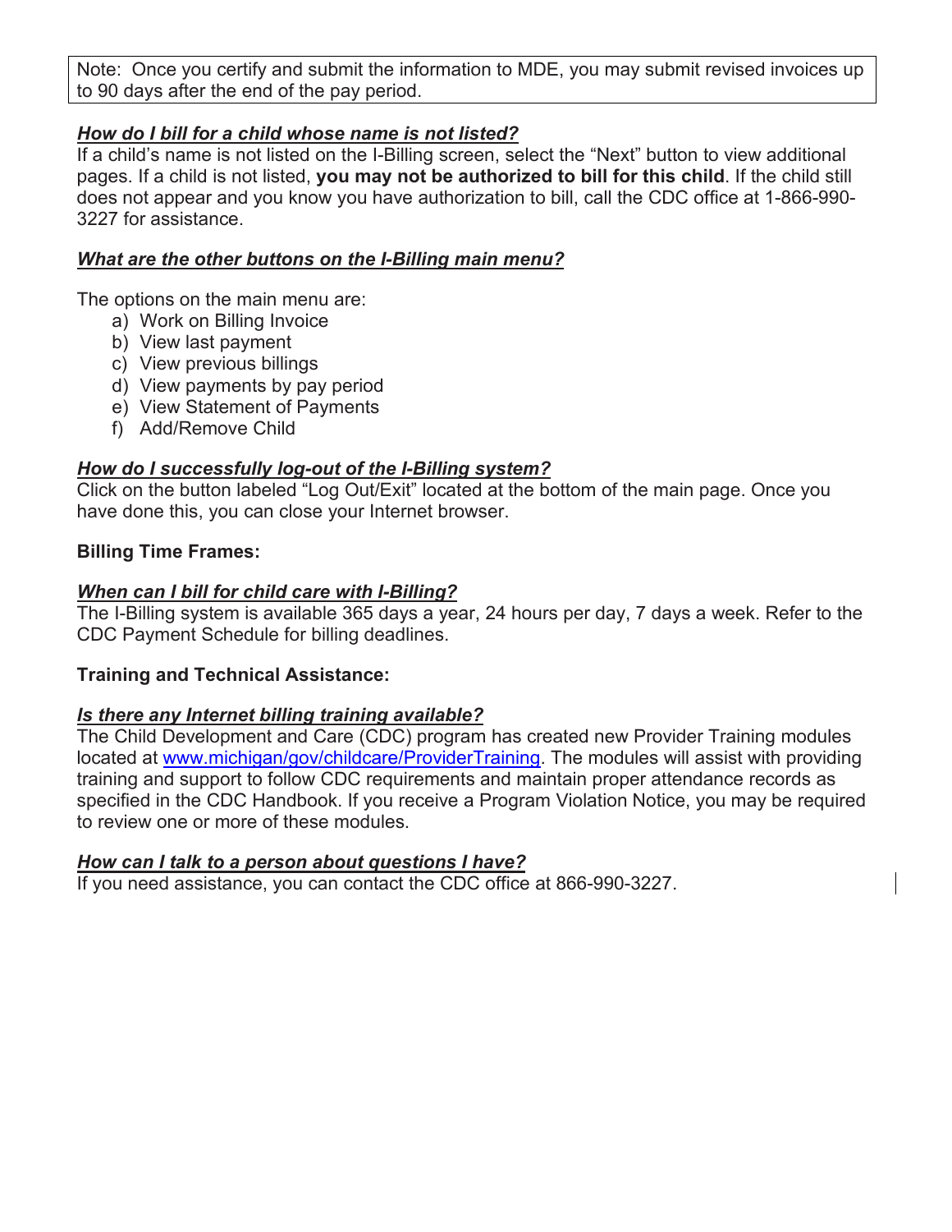> Note: Once you certify and submit the information to MDE, you may submit revised invoices up to 90 days after the end of the pay period.

***How do I bill for a child whose name is not listed?***

If a child's name is not listed on the I-Billing screen, select the "Next" button to view additional pages. If a child is not listed, **you may not be authorized to bill for this child**. If the child still does not appear and you know you have authorization to bill, call the CDC office at 1-866-990-3227 for assistance.

***What are the other buttons on the I-Billing main menu?***

The options on the main menu are:

a) Work on Billing Invoice
b) View last payment
c) View previous billings
d) View payments by pay period
e) View Statement of Payments
f) Add/Remove Child

***How do I successfully log-out of the I-Billing system?***

Click on the button labeled "Log Out/Exit" located at the bottom of the main page. Once you have done this, you can close your Internet browser.

**Billing Time Frames:**

***When can I bill for child care with I-Billing?***

The I-Billing system is available 365 days a year, 24 hours per day, 7 days a week. Refer to the CDC Payment Schedule for billing deadlines.

**Training and Technical Assistance:**

***Is there any Internet billing training available?***

The Child Development and Care (CDC) program has created new Provider Training modules located at [www.michigan/gov/childcare/ProviderTraining](www.michigan/gov/childcare/ProviderTraining). The modules will assist with providing training and support to follow CDC requirements and maintain proper attendance records as specified in the CDC Handbook. If you receive a Program Violation Notice, you may be required to review one or more of these modules.

***How can I talk to a person about questions I have?***

If you need assistance, you can contact the CDC office at 866-990-3227.